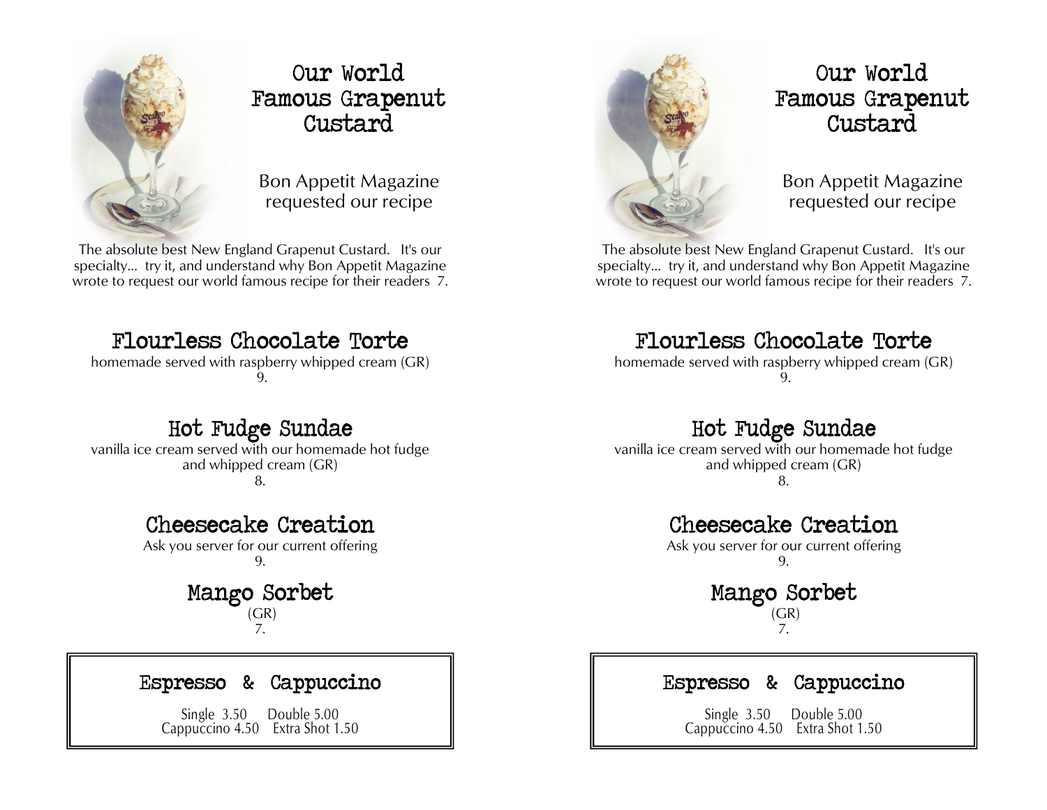# Our World Famous Grapenut Custard

Bon Appetit Magazine requested our recipe

The absolute best New England Grapenut Custard. It's our specialty... try it, and understand why Bon Appetit Magazine wrote to request our world famous recipe for their readers 7.

## Flourless Chocolate Torte

homemade served with raspberry whipped cream (GR)
9.

## Hot Fudge Sundae

vanilla ice cream served with our homemade hot fudge and whipped cream (GR)
8.

## Cheesecake Creation

Ask you server for our current offering
9.

## Mango Sorbet

(GR)
7.

## Espresso & Cappuccino

Single 3.50 Double 5.00
Cappuccino 4.50 Extra Shot 1.50

# Our World Famous Grapenut Custard

Bon Appetit Magazine requested our recipe

The absolute best New England Grapenut Custard. It's our specialty... try it, and understand why Bon Appetit Magazine wrote to request our world famous recipe for their readers 7.

## Flourless Chocolate Torte

homemade served with raspberry whipped cream (GR)
9.

## Hot Fudge Sundae

vanilla ice cream served with our homemade hot fudge and whipped cream (GR)
8.

## Cheesecake Creation

Ask you server for our current offering
9.

## Mango Sorbet

(GR)
7.

## Espresso & Cappuccino

Single 3.50 Double 5.00
Cappuccino 4.50 Extra Shot 1.50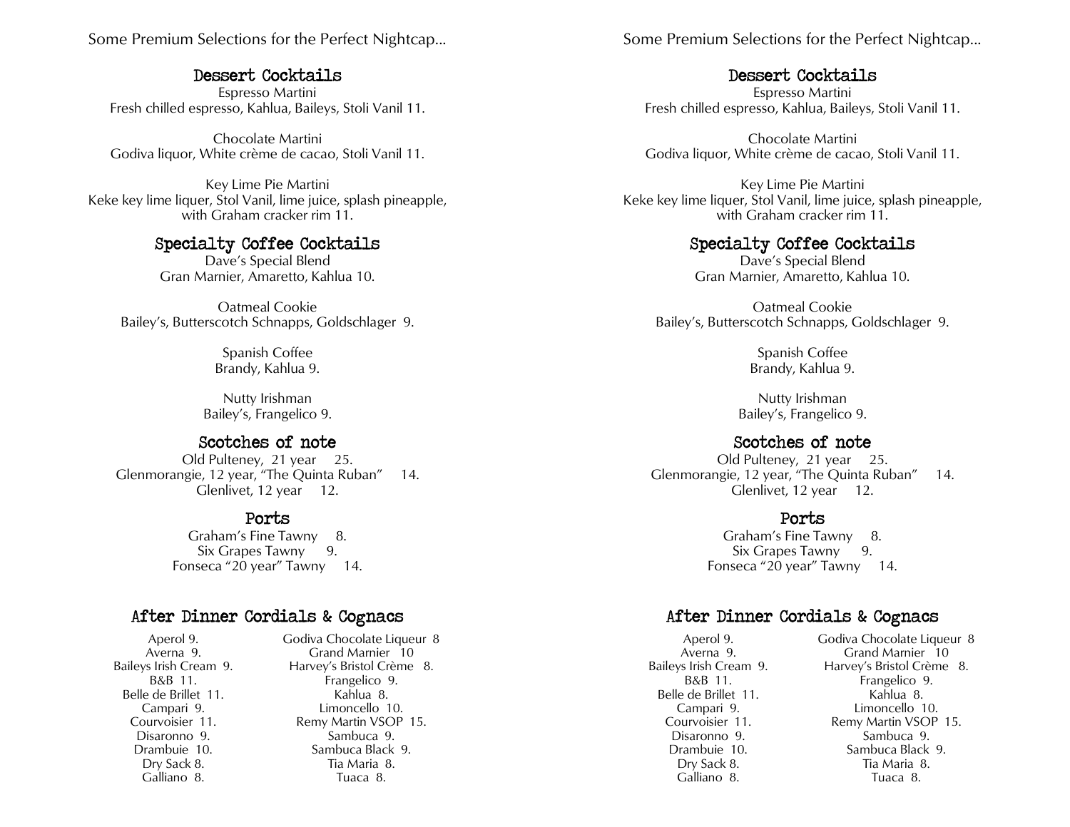Some Premium Selections for the Perfect Nightcap...

## Dessert Cocktails

Espresso Martini
Fresh chilled espresso, Kahlua, Baileys, Stoli Vanil 11.

Chocolate Martini
Godiva liquor, White crème de cacao, Stoli Vanil 11.

Key Lime Pie Martini
Keke key lime liquer, Stol Vanil, lime juice, splash pineapple, with Graham cracker rim 11.

## Specialty Coffee Cocktails

Dave's Special Blend
Gran Marnier, Amaretto, Kahlua 10.

Oatmeal Cookie
Bailey's, Butterscotch Schnapps, Goldschlager 9.

Spanish Coffee
Brandy, Kahlua 9.

Nutty Irishman
Bailey's, Frangelico 9.

## Scotches of note

Old Pulteney, 21 year 25.
Glenmorangie, 12 year, "The Quinta Ruban" 14.
Glenlivet, 12 year 12.

## Ports

Graham's Fine Tawny 8.
Six Grapes Tawny 9.
Fonseca "20 year" Tawny 14.

## After Dinner Cordials & Cognacs

Aperol 9.
Averna 9.
Baileys Irish Cream 9.
B&B 11.
Belle de Brillet 11.
Campari 9.
Courvoisier 11.
Disaronno 9.
Drambuie 10.
Dry Sack 8.
Galliano 8.
Godiva Chocolate Liqueur 8
Grand Marnier 10
Harvey's Bristol Crème 8.
Frangelico 9.
Kahlua 8.
Limoncello 10.
Remy Martin VSOP 15.
Sambuca 9.
Sambuca Black 9.
Tia Maria 8.
Tuaca 8.

Some Premium Selections for the Perfect Nightcap...

## Dessert Cocktails

Espresso Martini
Fresh chilled espresso, Kahlua, Baileys, Stoli Vanil 11.

Chocolate Martini
Godiva liquor, White crème de cacao, Stoli Vanil 11.

Key Lime Pie Martini
Keke key lime liquer, Stol Vanil, lime juice, splash pineapple, with Graham cracker rim 11.

## Specialty Coffee Cocktails

Dave's Special Blend
Gran Marnier, Amaretto, Kahlua 10.

Oatmeal Cookie
Bailey's, Butterscotch Schnapps, Goldschlager 9.

Spanish Coffee
Brandy, Kahlua 9.

Nutty Irishman
Bailey's, Frangelico 9.

## Scotches of note

Old Pulteney, 21 year 25.
Glenmorangie, 12 year, "The Quinta Ruban" 14.
Glenlivet, 12 year 12.

## Ports

Graham's Fine Tawny 8.
Six Grapes Tawny 9.
Fonseca "20 year" Tawny 14.

## After Dinner Cordials & Cognacs

Aperol 9.
Averna 9.
Baileys Irish Cream 9.
B&B 11.
Belle de Brillet 11.
Campari 9.
Courvoisier 11.
Disaronno 9.
Drambuie 10.
Dry Sack 8.
Galliano 8.
Godiva Chocolate Liqueur 8
Grand Marnier 10
Harvey's Bristol Crème 8.
Frangelico 9.
Kahlua 8.
Limoncello 10.
Remy Martin VSOP 15.
Sambuca 9.
Sambuca Black 9.
Tia Maria 8.
Tuaca 8.